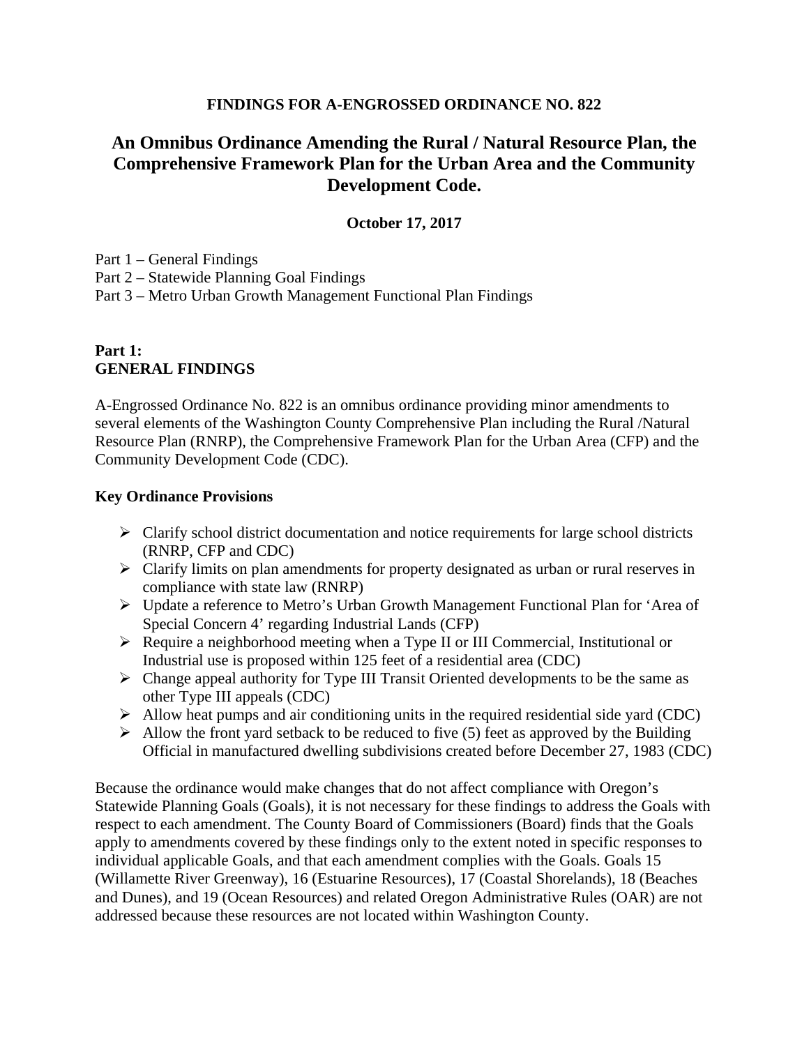**FINDINGS FOR A-ENGROSSED ORDINANCE NO. 822**

# An Omnibus Ordinance Amending the Rural / Natural Resource Plan, the Comprehensive Framework Plan for the Urban Area and the Community Development Code.

**October 17, 2017**

Part 1 – General Findings
Part 2 – Statewide Planning Goal Findings
Part 3 – Metro Urban Growth Management Functional Plan Findings

## Part 1: GENERAL FINDINGS

A-Engrossed Ordinance No. 822 is an omnibus ordinance providing minor amendments to several elements of the Washington County Comprehensive Plan including the Rural /Natural Resource Plan (RNRP), the Comprehensive Framework Plan for the Urban Area (CFP) and the Community Development Code (CDC).

### Key Ordinance Provisions

- Clarify school district documentation and notice requirements for large school districts (RNRP, CFP and CDC)
- Clarify limits on plan amendments for property designated as urban or rural reserves in compliance with state law (RNRP)
- Update a reference to Metro's Urban Growth Management Functional Plan for 'Area of Special Concern 4' regarding Industrial Lands (CFP)
- Require a neighborhood meeting when a Type II or III Commercial, Institutional or Industrial use is proposed within 125 feet of a residential area (CDC)
- Change appeal authority for Type III Transit Oriented developments to be the same as other Type III appeals (CDC)
- Allow heat pumps and air conditioning units in the required residential side yard (CDC)
- Allow the front yard setback to be reduced to five (5) feet as approved by the Building Official in manufactured dwelling subdivisions created before December 27, 1983 (CDC)

Because the ordinance would make changes that do not affect compliance with Oregon's Statewide Planning Goals (Goals), it is not necessary for these findings to address the Goals with respect to each amendment. The County Board of Commissioners (Board) finds that the Goals apply to amendments covered by these findings only to the extent noted in specific responses to individual applicable Goals, and that each amendment complies with the Goals. Goals 15 (Willamette River Greenway), 16 (Estuarine Resources), 17 (Coastal Shorelands), 18 (Beaches and Dunes), and 19 (Ocean Resources) and related Oregon Administrative Rules (OAR) are not addressed because these resources are not located within Washington County.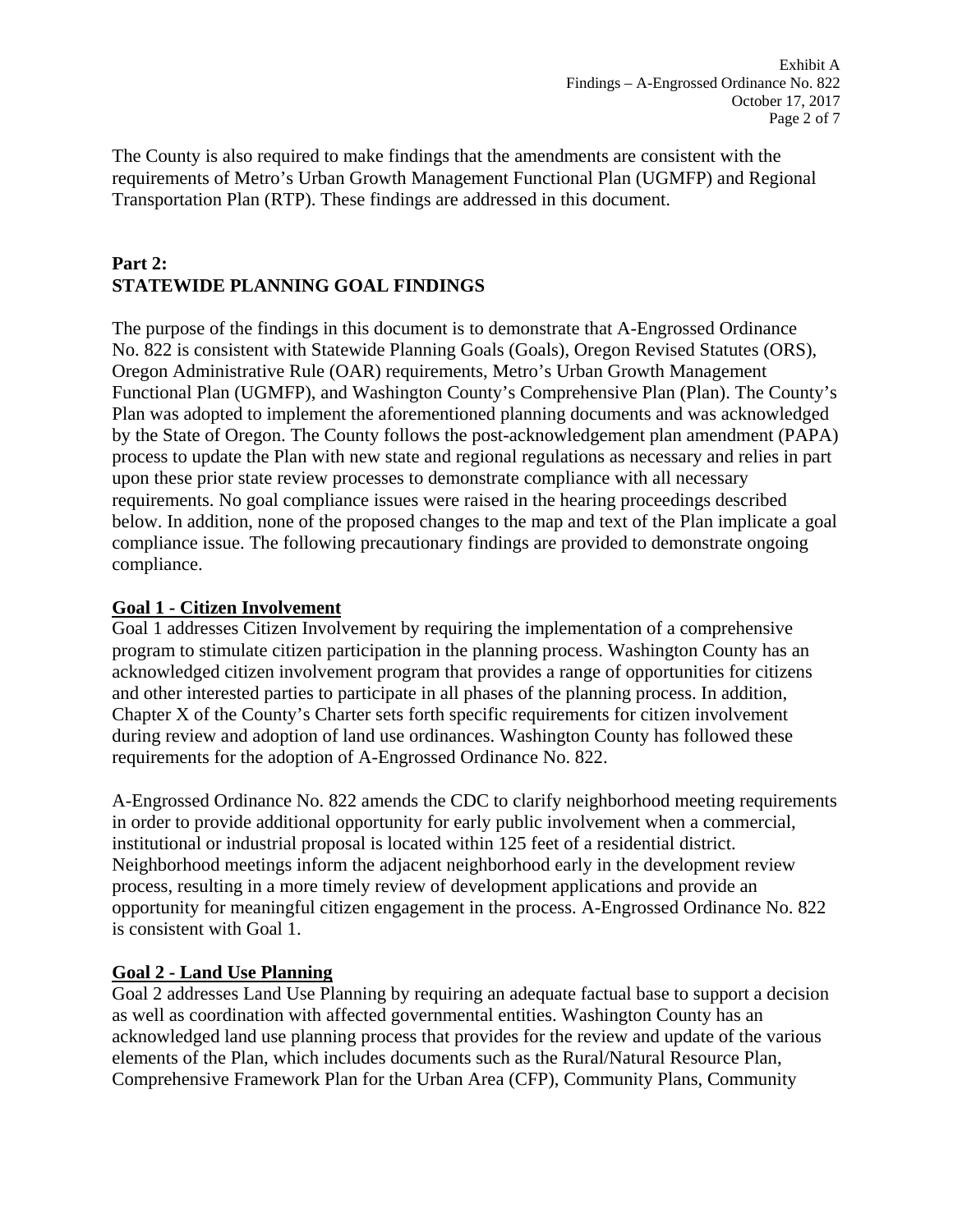The County is also required to make findings that the amendments are consistent with the requirements of Metro's Urban Growth Management Functional Plan (UGMFP) and Regional Transportation Plan (RTP). These findings are addressed in this document.

## Part 2: STATEWIDE PLANNING GOAL FINDINGS

The purpose of the findings in this document is to demonstrate that A-Engrossed Ordinance No. 822 is consistent with Statewide Planning Goals (Goals), Oregon Revised Statutes (ORS), Oregon Administrative Rule (OAR) requirements, Metro's Urban Growth Management Functional Plan (UGMFP), and Washington County's Comprehensive Plan (Plan). The County's Plan was adopted to implement the aforementioned planning documents and was acknowledged by the State of Oregon. The County follows the post-acknowledgement plan amendment (PAPA) process to update the Plan with new state and regional regulations as necessary and relies in part upon these prior state review processes to demonstrate compliance with all necessary requirements. No goal compliance issues were raised in the hearing proceedings described below. In addition, none of the proposed changes to the map and text of the Plan implicate a goal compliance issue. The following precautionary findings are provided to demonstrate ongoing compliance.

### Goal 1 - Citizen Involvement

Goal 1 addresses Citizen Involvement by requiring the implementation of a comprehensive program to stimulate citizen participation in the planning process. Washington County has an acknowledged citizen involvement program that provides a range of opportunities for citizens and other interested parties to participate in all phases of the planning process. In addition, Chapter X of the County's Charter sets forth specific requirements for citizen involvement during review and adoption of land use ordinances. Washington County has followed these requirements for the adoption of A-Engrossed Ordinance No. 822.

A-Engrossed Ordinance No. 822 amends the CDC to clarify neighborhood meeting requirements in order to provide additional opportunity for early public involvement when a commercial, institutional or industrial proposal is located within 125 feet of a residential district. Neighborhood meetings inform the adjacent neighborhood early in the development review process, resulting in a more timely review of development applications and provide an opportunity for meaningful citizen engagement in the process. A-Engrossed Ordinance No. 822 is consistent with Goal 1.

### Goal 2 - Land Use Planning

Goal 2 addresses Land Use Planning by requiring an adequate factual base to support a decision as well as coordination with affected governmental entities. Washington County has an acknowledged land use planning process that provides for the review and update of the various elements of the Plan, which includes documents such as the Rural/Natural Resource Plan, Comprehensive Framework Plan for the Urban Area (CFP), Community Plans, Community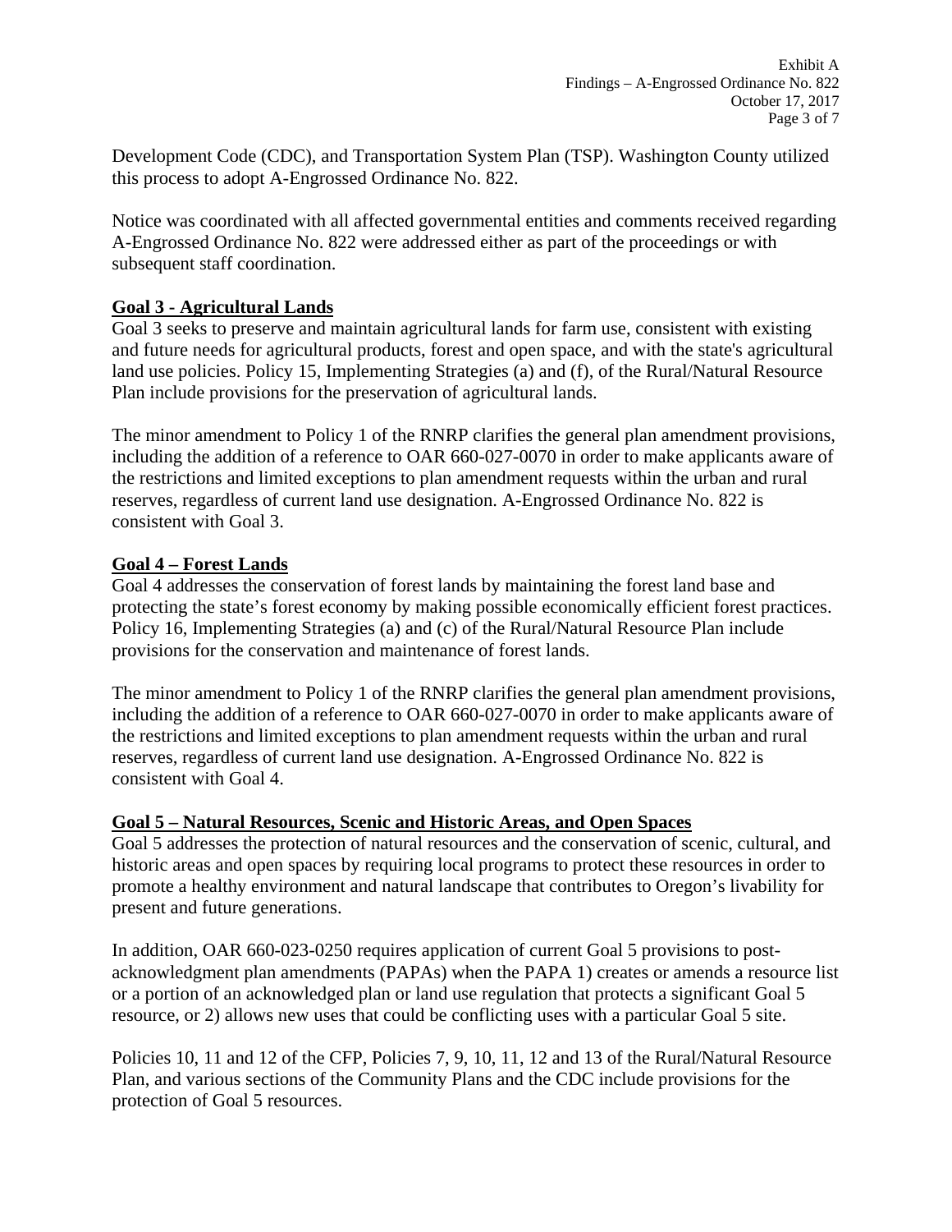Development Code (CDC), and Transportation System Plan (TSP). Washington County utilized this process to adopt A-Engrossed Ordinance No. 822.

Notice was coordinated with all affected governmental entities and comments received regarding A-Engrossed Ordinance No. 822 were addressed either as part of the proceedings or with subsequent staff coordination.

**Goal 3 - Agricultural Lands**

Goal 3 seeks to preserve and maintain agricultural lands for farm use, consistent with existing and future needs for agricultural products, forest and open space, and with the state's agricultural land use policies. Policy 15, Implementing Strategies (a) and (f), of the Rural/Natural Resource Plan include provisions for the preservation of agricultural lands.

The minor amendment to Policy 1 of the RNRP clarifies the general plan amendment provisions, including the addition of a reference to OAR 660-027-0070 in order to make applicants aware of the restrictions and limited exceptions to plan amendment requests within the urban and rural reserves, regardless of current land use designation. A-Engrossed Ordinance No. 822 is consistent with Goal 3.

**Goal 4 – Forest Lands**

Goal 4 addresses the conservation of forest lands by maintaining the forest land base and protecting the state's forest economy by making possible economically efficient forest practices. Policy 16, Implementing Strategies (a) and (c) of the Rural/Natural Resource Plan include provisions for the conservation and maintenance of forest lands.

The minor amendment to Policy 1 of the RNRP clarifies the general plan amendment provisions, including the addition of a reference to OAR 660-027-0070 in order to make applicants aware of the restrictions and limited exceptions to plan amendment requests within the urban and rural reserves, regardless of current land use designation. A-Engrossed Ordinance No. 822 is consistent with Goal 4.

**Goal 5 – Natural Resources, Scenic and Historic Areas, and Open Spaces**

Goal 5 addresses the protection of natural resources and the conservation of scenic, cultural, and historic areas and open spaces by requiring local programs to protect these resources in order to promote a healthy environment and natural landscape that contributes to Oregon's livability for present and future generations.

In addition, OAR 660-023-0250 requires application of current Goal 5 provisions to post-acknowledgment plan amendments (PAPAs) when the PAPA 1) creates or amends a resource list or a portion of an acknowledged plan or land use regulation that protects a significant Goal 5 resource, or 2) allows new uses that could be conflicting uses with a particular Goal 5 site.

Policies 10, 11 and 12 of the CFP, Policies 7, 9, 10, 11, 12 and 13 of the Rural/Natural Resource Plan, and various sections of the Community Plans and the CDC include provisions for the protection of Goal 5 resources.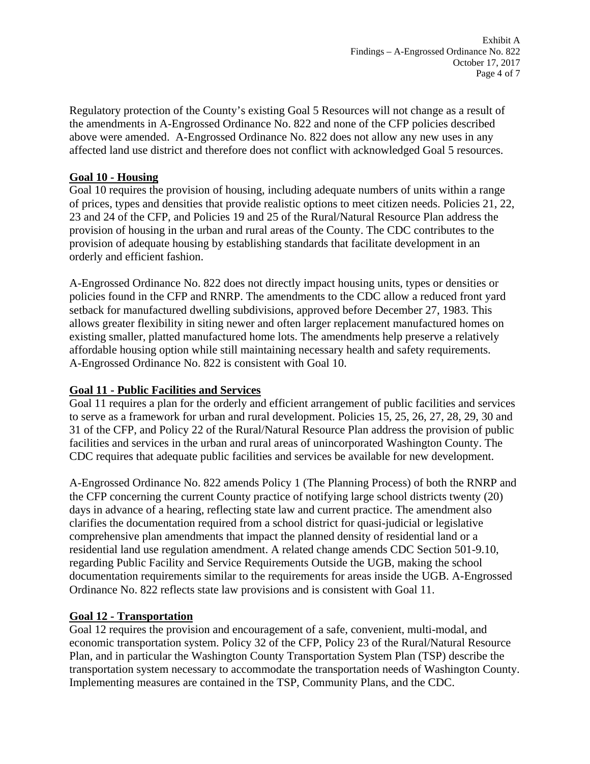Regulatory protection of the County's existing Goal 5 Resources will not change as a result of the amendments in A-Engrossed Ordinance No. 822 and none of the CFP policies described above were amended. A-Engrossed Ordinance No. 822 does not allow any new uses in any affected land use district and therefore does not conflict with acknowledged Goal 5 resources.

**Goal 10 - Housing**

Goal 10 requires the provision of housing, including adequate numbers of units within a range of prices, types and densities that provide realistic options to meet citizen needs. Policies 21, 22, 23 and 24 of the CFP, and Policies 19 and 25 of the Rural/Natural Resource Plan address the provision of housing in the urban and rural areas of the County. The CDC contributes to the provision of adequate housing by establishing standards that facilitate development in an orderly and efficient fashion.

A-Engrossed Ordinance No. 822 does not directly impact housing units, types or densities or policies found in the CFP and RNRP. The amendments to the CDC allow a reduced front yard setback for manufactured dwelling subdivisions, approved before December 27, 1983. This allows greater flexibility in siting newer and often larger replacement manufactured homes on existing smaller, platted manufactured home lots. The amendments help preserve a relatively affordable housing option while still maintaining necessary health and safety requirements. A-Engrossed Ordinance No. 822 is consistent with Goal 10.

**Goal 11 - Public Facilities and Services**

Goal 11 requires a plan for the orderly and efficient arrangement of public facilities and services to serve as a framework for urban and rural development. Policies 15, 25, 26, 27, 28, 29, 30 and 31 of the CFP, and Policy 22 of the Rural/Natural Resource Plan address the provision of public facilities and services in the urban and rural areas of unincorporated Washington County. The CDC requires that adequate public facilities and services be available for new development.

A-Engrossed Ordinance No. 822 amends Policy 1 (The Planning Process) of both the RNRP and the CFP concerning the current County practice of notifying large school districts twenty (20) days in advance of a hearing, reflecting state law and current practice. The amendment also clarifies the documentation required from a school district for quasi-judicial or legislative comprehensive plan amendments that impact the planned density of residential land or a residential land use regulation amendment. A related change amends CDC Section 501-9.10, regarding Public Facility and Service Requirements Outside the UGB, making the school documentation requirements similar to the requirements for areas inside the UGB. A-Engrossed Ordinance No. 822 reflects state law provisions and is consistent with Goal 11.

**Goal 12 - Transportation**

Goal 12 requires the provision and encouragement of a safe, convenient, multi-modal, and economic transportation system. Policy 32 of the CFP, Policy 23 of the Rural/Natural Resource Plan, and in particular the Washington County Transportation System Plan (TSP) describe the transportation system necessary to accommodate the transportation needs of Washington County. Implementing measures are contained in the TSP, Community Plans, and the CDC.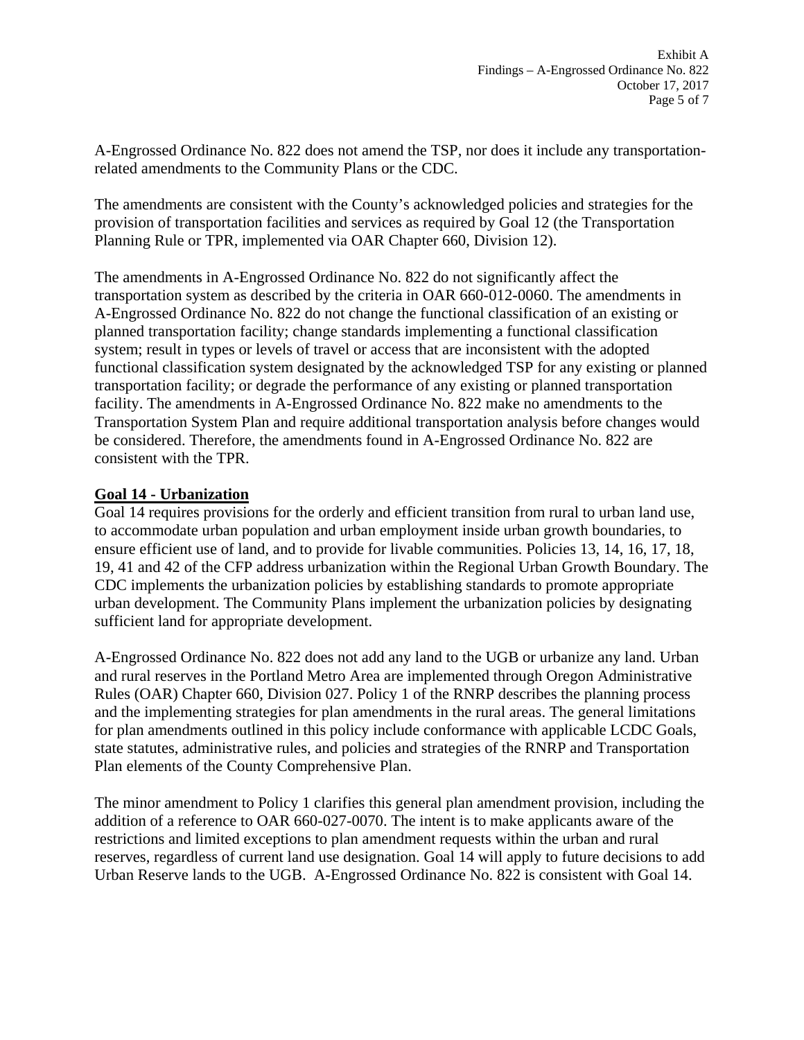A-Engrossed Ordinance No. 822 does not amend the TSP, nor does it include any transportation-related amendments to the Community Plans or the CDC.

The amendments are consistent with the County's acknowledged policies and strategies for the provision of transportation facilities and services as required by Goal 12 (the Transportation Planning Rule or TPR, implemented via OAR Chapter 660, Division 12).

The amendments in A-Engrossed Ordinance No. 822 do not significantly affect the transportation system as described by the criteria in OAR 660-012-0060. The amendments in A-Engrossed Ordinance No. 822 do not change the functional classification of an existing or planned transportation facility; change standards implementing a functional classification system; result in types or levels of travel or access that are inconsistent with the adopted functional classification system designated by the acknowledged TSP for any existing or planned transportation facility; or degrade the performance of any existing or planned transportation facility. The amendments in A-Engrossed Ordinance No. 822 make no amendments to the Transportation System Plan and require additional transportation analysis before changes would be considered. Therefore, the amendments found in A-Engrossed Ordinance No. 822 are consistent with the TPR.

**Goal 14 - Urbanization**

Goal 14 requires provisions for the orderly and efficient transition from rural to urban land use, to accommodate urban population and urban employment inside urban growth boundaries, to ensure efficient use of land, and to provide for livable communities. Policies 13, 14, 16, 17, 18, 19, 41 and 42 of the CFP address urbanization within the Regional Urban Growth Boundary. The CDC implements the urbanization policies by establishing standards to promote appropriate urban development. The Community Plans implement the urbanization policies by designating sufficient land for appropriate development.

A-Engrossed Ordinance No. 822 does not add any land to the UGB or urbanize any land. Urban and rural reserves in the Portland Metro Area are implemented through Oregon Administrative Rules (OAR) Chapter 660, Division 027. Policy 1 of the RNRP describes the planning process and the implementing strategies for plan amendments in the rural areas. The general limitations for plan amendments outlined in this policy include conformance with applicable LCDC Goals, state statutes, administrative rules, and policies and strategies of the RNRP and Transportation Plan elements of the County Comprehensive Plan.

The minor amendment to Policy 1 clarifies this general plan amendment provision, including the addition of a reference to OAR 660-027-0070. The intent is to make applicants aware of the restrictions and limited exceptions to plan amendment requests within the urban and rural reserves, regardless of current land use designation. Goal 14 will apply to future decisions to add Urban Reserve lands to the UGB. A-Engrossed Ordinance No. 822 is consistent with Goal 14.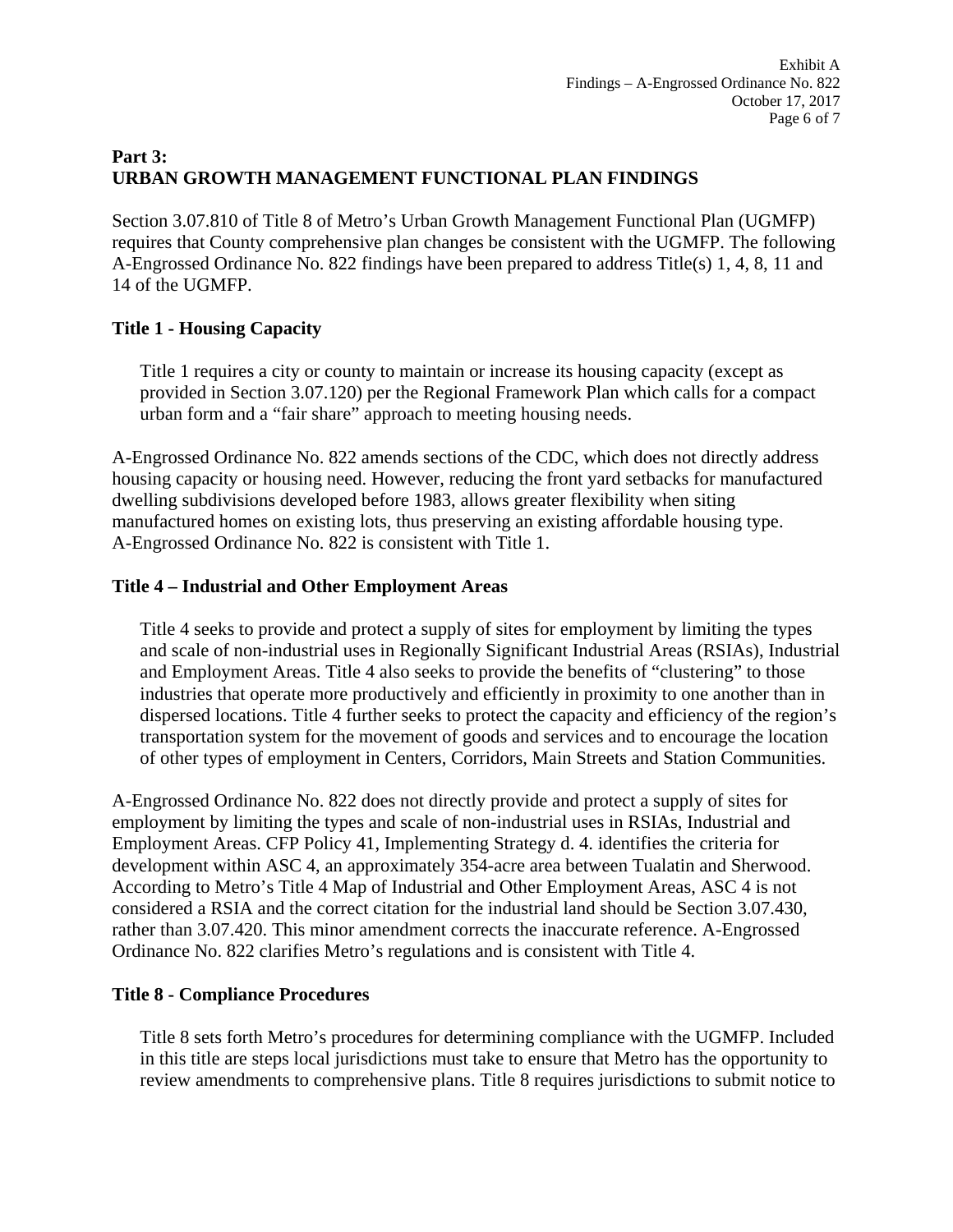## Part 3:
## URBAN GROWTH MANAGEMENT FUNCTIONAL PLAN FINDINGS

Section 3.07.810 of Title 8 of Metro's Urban Growth Management Functional Plan (UGMFP) requires that County comprehensive plan changes be consistent with the UGMFP. The following A-Engrossed Ordinance No. 822 findings have been prepared to address Title(s) 1, 4, 8, 11 and 14 of the UGMFP.

### Title 1 - Housing Capacity

> Title 1 requires a city or county to maintain or increase its housing capacity (except as provided in Section 3.07.120) per the Regional Framework Plan which calls for a compact urban form and a "fair share" approach to meeting housing needs.

A-Engrossed Ordinance No. 822 amends sections of the CDC, which does not directly address housing capacity or housing need. However, reducing the front yard setbacks for manufactured dwelling subdivisions developed before 1983, allows greater flexibility when siting manufactured homes on existing lots, thus preserving an existing affordable housing type. A-Engrossed Ordinance No. 822 is consistent with Title 1.

### Title 4 – Industrial and Other Employment Areas

> Title 4 seeks to provide and protect a supply of sites for employment by limiting the types and scale of non-industrial uses in Regionally Significant Industrial Areas (RSIAs), Industrial and Employment Areas. Title 4 also seeks to provide the benefits of "clustering" to those industries that operate more productively and efficiently in proximity to one another than in dispersed locations. Title 4 further seeks to protect the capacity and efficiency of the region's transportation system for the movement of goods and services and to encourage the location of other types of employment in Centers, Corridors, Main Streets and Station Communities.

A-Engrossed Ordinance No. 822 does not directly provide and protect a supply of sites for employment by limiting the types and scale of non-industrial uses in RSIAs, Industrial and Employment Areas. CFP Policy 41, Implementing Strategy d. 4. identifies the criteria for development within ASC 4, an approximately 354-acre area between Tualatin and Sherwood. According to Metro's Title 4 Map of Industrial and Other Employment Areas, ASC 4 is not considered a RSIA and the correct citation for the industrial land should be Section 3.07.430, rather than 3.07.420. This minor amendment corrects the inaccurate reference. A-Engrossed Ordinance No. 822 clarifies Metro's regulations and is consistent with Title 4.

### Title 8 - Compliance Procedures

> Title 8 sets forth Metro's procedures for determining compliance with the UGMFP. Included in this title are steps local jurisdictions must take to ensure that Metro has the opportunity to review amendments to comprehensive plans. Title 8 requires jurisdictions to submit notice to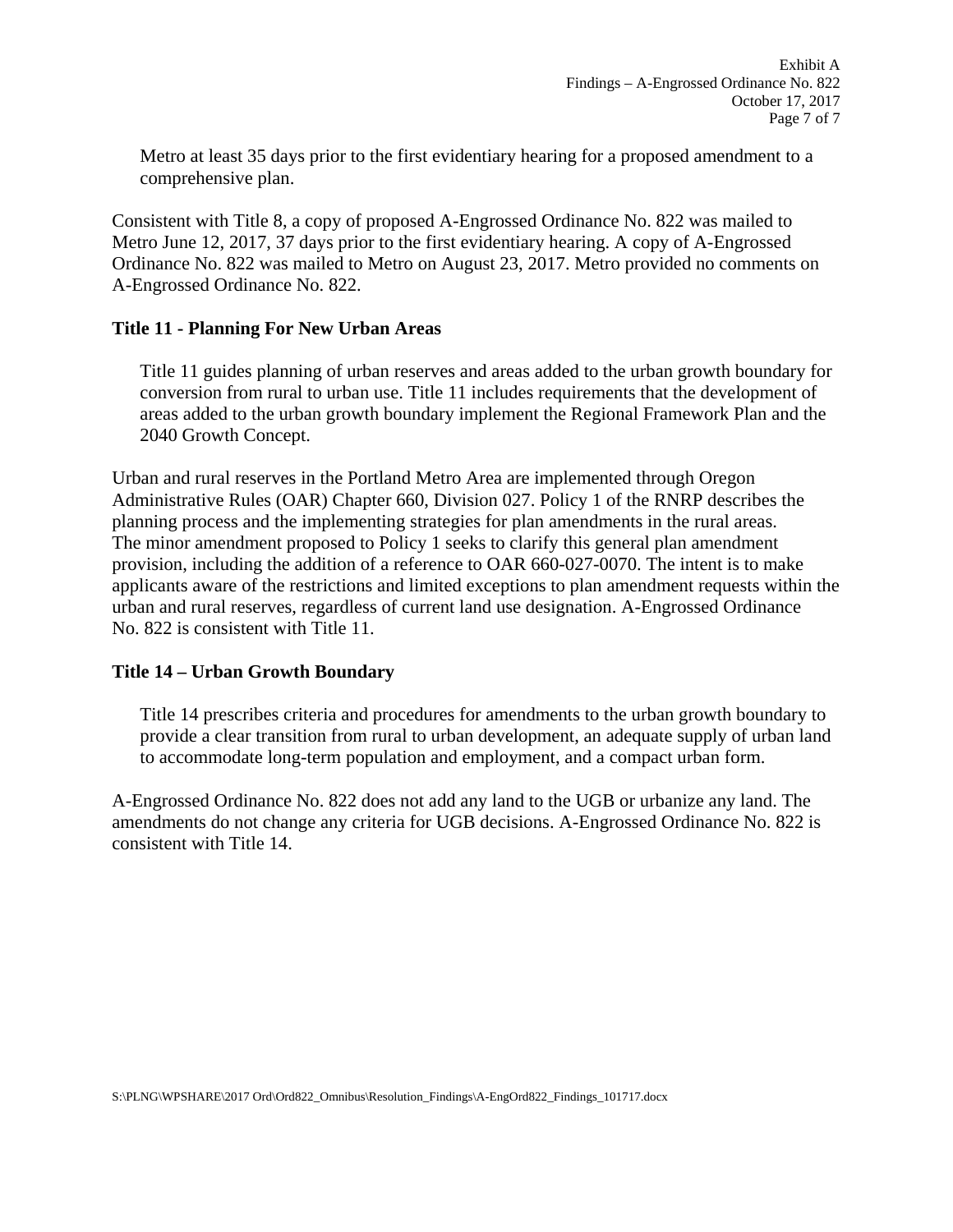Metro at least 35 days prior to the first evidentiary hearing for a proposed amendment to a comprehensive plan.

Consistent with Title 8, a copy of proposed A-Engrossed Ordinance No. 822 was mailed to Metro June 12, 2017, 37 days prior to the first evidentiary hearing. A copy of A-Engrossed Ordinance No. 822 was mailed to Metro on August 23, 2017. Metro provided no comments on A-Engrossed Ordinance No. 822.

**Title 11 - Planning For New Urban Areas**

> Title 11 guides planning of urban reserves and areas added to the urban growth boundary for conversion from rural to urban use. Title 11 includes requirements that the development of areas added to the urban growth boundary implement the Regional Framework Plan and the 2040 Growth Concept.

Urban and rural reserves in the Portland Metro Area are implemented through Oregon Administrative Rules (OAR) Chapter 660, Division 027. Policy 1 of the RNRP describes the planning process and the implementing strategies for plan amendments in the rural areas. The minor amendment proposed to Policy 1 seeks to clarify this general plan amendment provision, including the addition of a reference to OAR 660-027-0070. The intent is to make applicants aware of the restrictions and limited exceptions to plan amendment requests within the urban and rural reserves, regardless of current land use designation. A-Engrossed Ordinance No. 822 is consistent with Title 11.

**Title 14 – Urban Growth Boundary**

> Title 14 prescribes criteria and procedures for amendments to the urban growth boundary to provide a clear transition from rural to urban development, an adequate supply of urban land to accommodate long-term population and employment, and a compact urban form.

A-Engrossed Ordinance No. 822 does not add any land to the UGB or urbanize any land. The amendments do not change any criteria for UGB decisions. A-Engrossed Ordinance No. 822 is consistent with Title 14.